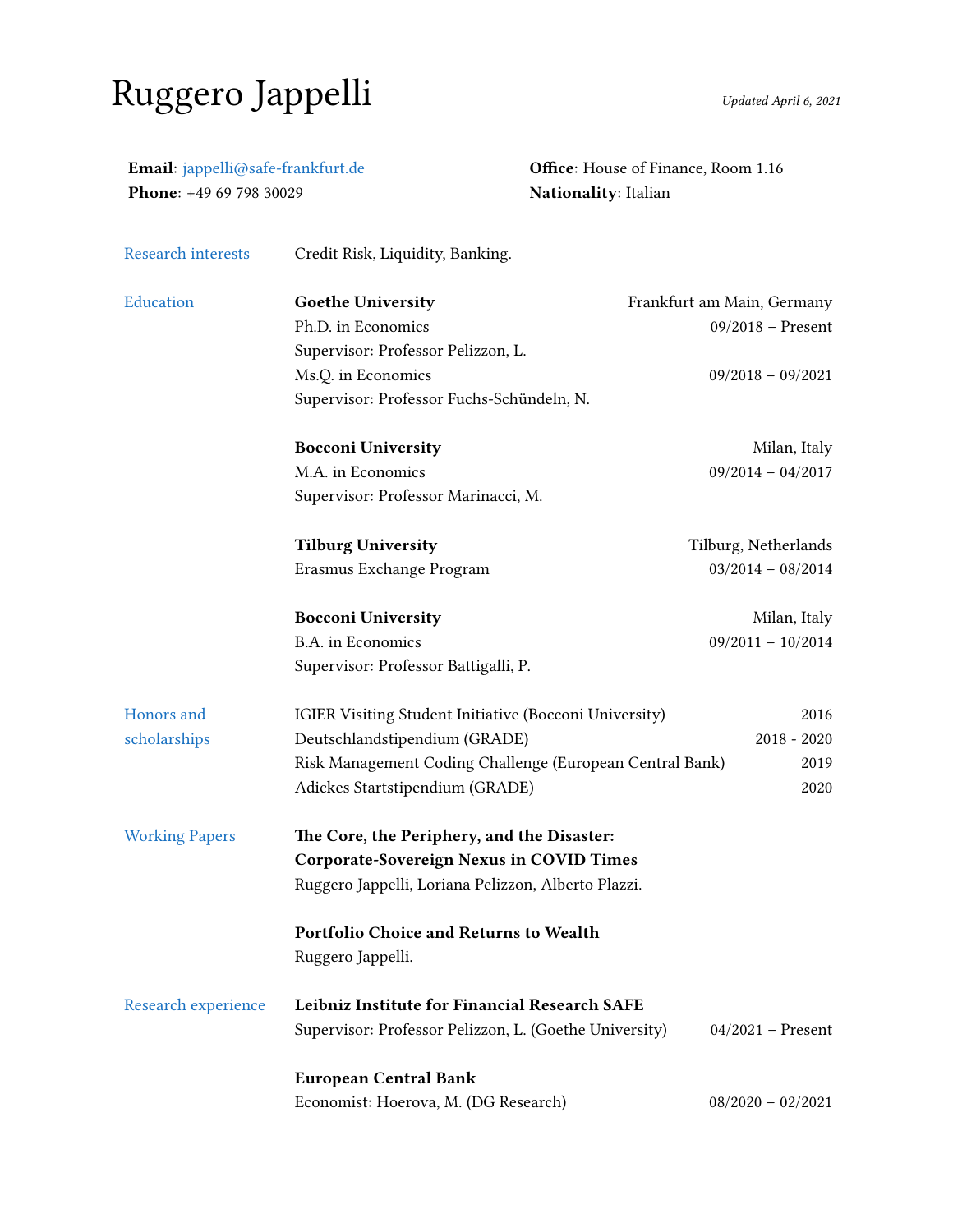# Ruggero Jappelli

*Updated April 6, 2021*

**Email**: jappelli@safe-frankfurt.de
**Phone**: +49 69 798 30029
**Office**: House of Finance, Room 1.16
**Nationality**: Italian

## Research interests

Credit Risk, Liquidity, Banking.

## Education

**Goethe University** — Frankfurt am Main, Germany
Ph.D. in Economics — 09/2018 – Present
Supervisor: Professor Pelizzon, L.
Ms.Q. in Economics — 09/2018 – 09/2021
Supervisor: Professor Fuchs-Schündeln, N.

**Bocconi University** — Milan, Italy
M.A. in Economics — 09/2014 – 04/2017
Supervisor: Professor Marinacci, M.

**Tilburg University** — Tilburg, Netherlands
Erasmus Exchange Program — 03/2014 – 08/2014

**Bocconi University** — Milan, Italy
B.A. in Economics — 09/2011 – 10/2014
Supervisor: Professor Battigalli, P.

## Honors and scholarships

IGIER Visiting Student Initiative (Bocconi University) — 2016
Deutschlandstipendium (GRADE) — 2018 - 2020
Risk Management Coding Challenge (European Central Bank) — 2019
Adickes Startstipendium (GRADE) — 2020

## Working Papers

**The Core, the Periphery, and the Disaster: Corporate-Sovereign Nexus in COVID Times**
Ruggero Jappelli, Loriana Pelizzon, Alberto Plazzi.

**Portfolio Choice and Returns to Wealth**
Ruggero Jappelli.

## Research experience

**Leibniz Institute for Financial Research SAFE**
Supervisor: Professor Pelizzon, L. (Goethe University) — 04/2021 – Present

**European Central Bank**
Economist: Hoerova, M. (DG Research) — 08/2020 – 02/2021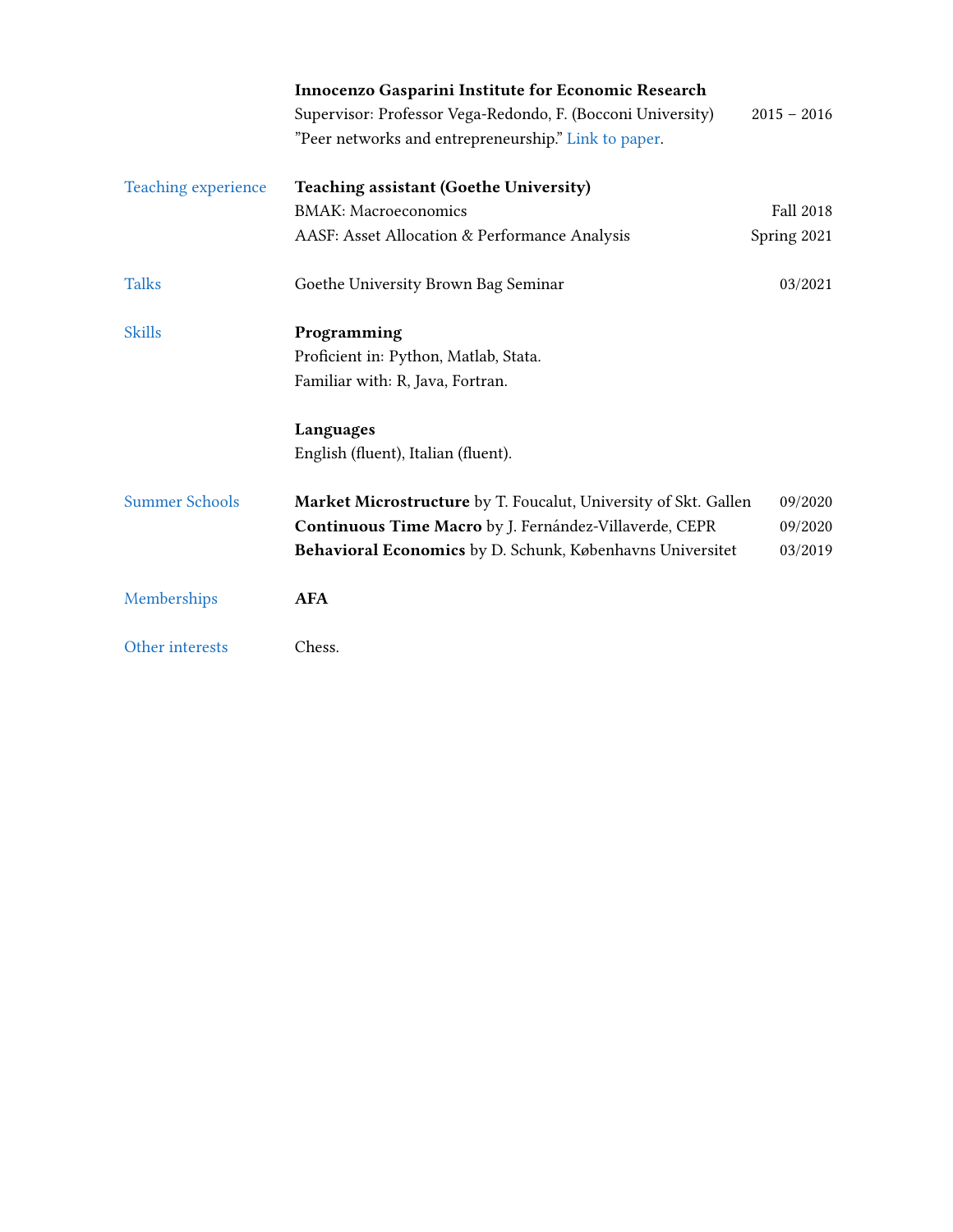**Innocenzo Gasparini Institute for Economic Research**
Supervisor: Professor Vega-Redondo, F. (Bocconi University) 2015 – 2016
"Peer networks and entrepreneurship." Link to paper.

## Teaching experience

**Teaching assistant (Goethe University)**
BMAK: Macroeconomics — Fall 2018
AASF: Asset Allocation & Performance Analysis — Spring 2021

## Talks

Goethe University Brown Bag Seminar — 03/2021

## Skills

**Programming**
Proficient in: Python, Matlab, Stata.
Familiar with: R, Java, Fortran.

**Languages**
English (fluent), Italian (fluent).

## Summer Schools

**Market Microstructure** by T. Foucalut, University of Skt. Gallen — 09/2020
**Continuous Time Macro** by J. Fernández-Villaverde, CEPR — 09/2020
**Behavioral Economics** by D. Schunk, Københavns Universitet — 03/2019

## Memberships

**AFA**

## Other interests

Chess.